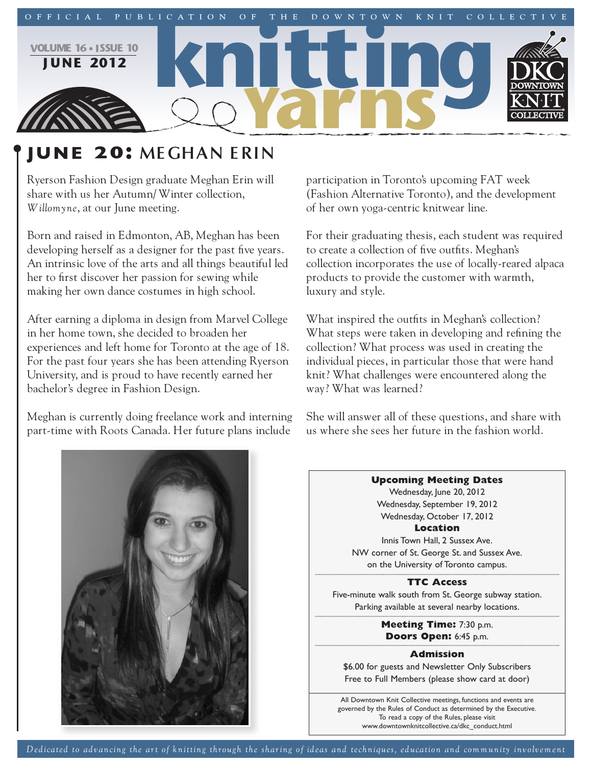OFFICIAL PUBLICATION OF THE DOWNTOWN KNIT COLLECTIVE

# knitting Yarns

VOLUME 16 • ISSUE 10
JUNE 2012

## JUNE 20: MEGHAN ERIN

Ryerson Fashion Design graduate Meghan Erin will share with us her Autumn/Winter collection, *Willomyne*, at our June meeting.

Born and raised in Edmonton, AB, Meghan has been developing herself as a designer for the past five years. An intrinsic love of the arts and all things beautiful led her to first discover her passion for sewing while making her own dance costumes in high school.

After earning a diploma in design from Marvel College in her home town, she decided to broaden her experiences and left home for Toronto at the age of 18. For the past four years she has been attending Ryerson University, and is proud to have recently earned her bachelor's degree in Fashion Design.

Meghan is currently doing freelance work and interning part-time with Roots Canada. Her future plans include participation in Toronto's upcoming FAT week (Fashion Alternative Toronto), and the development of her own yoga-centric knitwear line.

For their graduating thesis, each student was required to create a collection of five outfits. Meghan's collection incorporates the use of locally-reared alpaca products to provide the customer with warmth, luxury and style.

What inspired the outfits in Meghan's collection? What steps were taken in developing and refining the collection? What process was used in creating the individual pieces, in particular those that were hand knit? What challenges were encountered along the way? What was learned?

She will answer all of these questions, and share with us where she sees her future in the fashion world.

**Upcoming Meeting Dates**
Wednesday, June 20, 2012
Wednesday, September 19, 2012
Wednesday, October 17, 2012

**Location**
Innis Town Hall, 2 Sussex Ave.
NW corner of St. George St. and Sussex Ave.
on the University of Toronto campus.

**TTC Access**
Five-minute walk south from St. George subway station.
Parking available at several nearby locations.

**Meeting Time:** 7:30 p.m.
**Doors Open:** 6:45 p.m.

**Admission**
$6.00 for guests and Newsletter Only Subscribers
Free to Full Members (please show card at door)

All Downtown Knit Collective meetings, functions and events are governed by the Rules of Conduct as determined by the Executive. To read a copy of the Rules, please visit www.downtownknitcollective.ca/dkc_conduct.html

*Dedicated to advancing the art of knitting through the sharing of ideas and techniques, education and community involvement*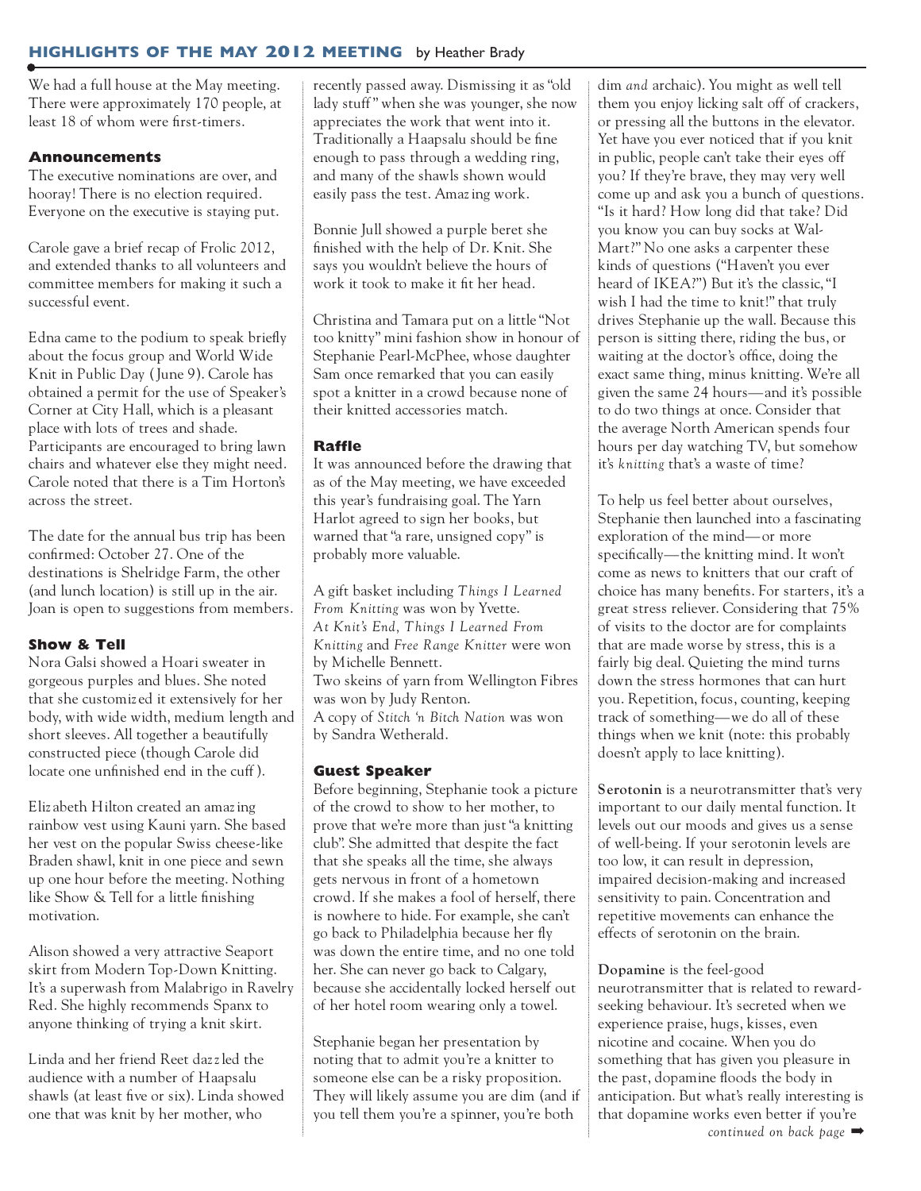## HIGHLIGHTS OF THE MAY 2012 MEETING by Heather Brady

We had a full house at the May meeting. There were approximately 170 people, at least 18 of whom were first-timers.

### Announcements

The executive nominations are over, and hooray! There is no election required. Everyone on the executive is staying put.

Carole gave a brief recap of Frolic 2012, and extended thanks to all volunteers and committee members for making it such a successful event.

Edna came to the podium to speak briefly about the focus group and World Wide Knit in Public Day (June 9). Carole has obtained a permit for the use of Speaker's Corner at City Hall, which is a pleasant place with lots of trees and shade. Participants are encouraged to bring lawn chairs and whatever else they might need. Carole noted that there is a Tim Horton's across the street.

The date for the annual bus trip has been confirmed: October 27. One of the destinations is Shelridge Farm, the other (and lunch location) is still up in the air. Joan is open to suggestions from members.

### Show & Tell

Nora Galsi showed a Hoari sweater in gorgeous purples and blues. She noted that she customized it extensively for her body, with wide width, medium length and short sleeves. All together a beautifully constructed piece (though Carole did locate one unfinished end in the cuff).

Elizabeth Hilton created an amazing rainbow vest using Kauni yarn. She based her vest on the popular Swiss cheese-like Braden shawl, knit in one piece and sewn up one hour before the meeting. Nothing like Show & Tell for a little finishing motivation.

Alison showed a very attractive Seaport skirt from Modern Top-Down Knitting. It's a superwash from Malabrigo in Ravelry Red. She highly recommends Spanx to anyone thinking of trying a knit skirt.

Linda and her friend Reet dazzled the audience with a number of Haapsalu shawls (at least five or six). Linda showed one that was knit by her mother, who recently passed away. Dismissing it as "old lady stuff" when she was younger, she now appreciates the work that went into it. Traditionally a Haapsalu should be fine enough to pass through a wedding ring, and many of the shawls shown would easily pass the test. Amazing work.

Bonnie Jull showed a purple beret she finished with the help of Dr. Knit. She says you wouldn't believe the hours of work it took to make it fit her head.

Christina and Tamara put on a little "Not too knitty" mini fashion show in honour of Stephanie Pearl-McPhee, whose daughter Sam once remarked that you can easily spot a knitter in a crowd because none of their knitted accessories match.

### Raffle

It was announced before the drawing that as of the May meeting, we have exceeded this year's fundraising goal. The Yarn Harlot agreed to sign her books, but warned that "a rare, unsigned copy" is probably more valuable.

A gift basket including *Things I Learned From Knitting* was won by Yvette.
*At Knit's End, Things I Learned From Knitting* and *Free Range Knitter* were won by Michelle Bennett.
Two skeins of yarn from Wellington Fibres was won by Judy Renton.
A copy of *Stitch 'n Bitch Nation* was won by Sandra Wetherald.

### Guest Speaker

Before beginning, Stephanie took a picture of the crowd to show to her mother, to prove that we're more than just "a knitting club". She admitted that despite the fact that she speaks all the time, she always gets nervous in front of a hometown crowd. If she makes a fool of herself, there is nowhere to hide. For example, she can't go back to Philadelphia because her fly was down the entire time, and no one told her. She can never go back to Calgary, because she accidentally locked herself out of her hotel room wearing only a towel.

Stephanie began her presentation by noting that to admit you're a knitter to someone else can be a risky proposition. They will likely assume you are dim (and if you tell them you're a spinner, you're both dim *and* archaic). You might as well tell them you enjoy licking salt off of crackers, or pressing all the buttons in the elevator. Yet have you ever noticed that if you knit in public, people can't take their eyes off you? If they're brave, they may very well come up and ask you a bunch of questions. "Is it hard? How long did that take? Did you know you can buy socks at Wal-Mart?" No one asks a carpenter these kinds of questions ("Haven't you ever heard of IKEA?") But it's the classic, "I wish I had the time to knit!" that truly drives Stephanie up the wall. Because this person is sitting there, riding the bus, or waiting at the doctor's office, doing the exact same thing, minus knitting. We're all given the same 24 hours—and it's possible to do two things at once. Consider that the average North American spends four hours per day watching TV, but somehow it's *knitting* that's a waste of time?

To help us feel better about ourselves, Stephanie then launched into a fascinating exploration of the mind—or more specifically—the knitting mind. It won't come as news to knitters that our craft of choice has many benefits. For starters, it's a great stress reliever. Considering that 75% of visits to the doctor are for complaints that are made worse by stress, this is a fairly big deal. Quieting the mind turns down the stress hormones that can hurt you. Repetition, focus, counting, keeping track of something—we do all of these things when we knit (note: this probably doesn't apply to lace knitting).

**Serotonin** is a neurotransmitter that's very important to our daily mental function. It levels out our moods and gives us a sense of well-being. If your serotonin levels are too low, it can result in depression, impaired decision-making and increased sensitivity to pain. Concentration and repetitive movements can enhance the effects of serotonin on the brain.

**Dopamine** is the feel-good neurotransmitter that is related to reward-seeking behaviour. It's secreted when we experience praise, hugs, kisses, even nicotine and cocaine. When you do something that has given you pleasure in the past, dopamine floods the body in anticipation. But what's really interesting is that dopamine works even better if you're

*continued on back page* ➡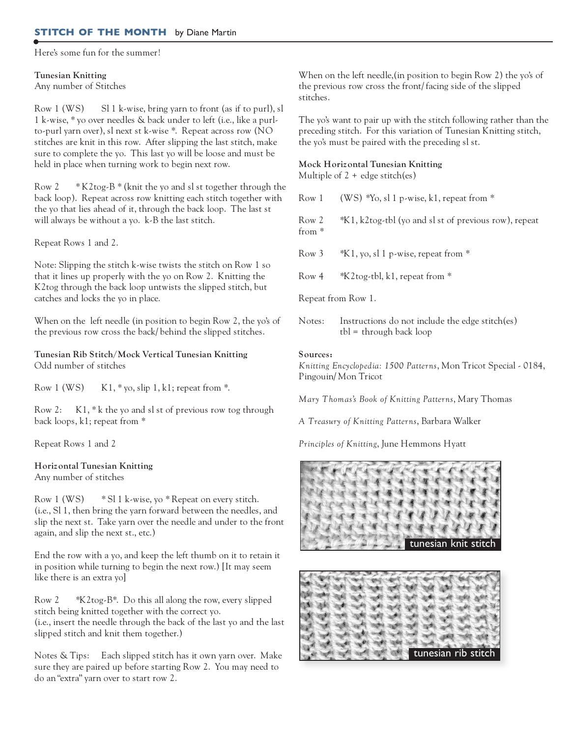## STITCH OF THE MONTH by Diane Martin

Here's some fun for the summer!

**Tunesian Knitting**
Any number of Stitches

Row 1 (WS) Sl 1 k-wise, bring yarn to front (as if to purl), sl 1 k-wise, * yo over needles & back under to left (i.e., like a purl-to-purl yarn over), sl next st k-wise *. Repeat across row (NO stitches are knit in this row. After slipping the last stitch, make sure to complete the yo. This last yo will be loose and must be held in place when turning work to begin next row.

Row 2 * K2tog-B * (knit the yo and sl st together through the back loop). Repeat across row knitting each stitch together with the yo that lies ahead of it, through the back loop. The last st will always be without a yo. k-B the last stitch.

Repeat Rows 1 and 2.

Note: Slipping the stitch k-wise twists the stitch on Row 1 so that it lines up properly with the yo on Row 2. Knitting the K2tog through the back loop untwists the slipped stitch, but catches and locks the yo in place.

When on the left needle (in position to begin Row 2, the yo's of the previous row cross the back/behind the slipped stitches.

**Tunesian Rib Stitch/Mock Vertical Tunesian Knitting**
Odd number of stitches

Row 1 (WS) K1, * yo, slip 1, k1; repeat from *.

Row 2: K1, * k the yo and sl st of previous row tog through back loops, k1; repeat from *

Repeat Rows 1 and 2

**Horizontal Tunesian Knitting**
Any number of stitches

Row 1 (WS) * Sl 1 k-wise, yo * Repeat on every stitch. (i.e., Sl 1, then bring the yarn forward between the needles, and slip the next st. Take yarn over the needle and under to the front again, and slip the next st., etc.)

End the row with a yo, and keep the left thumb on it to retain it in position while turning to begin the next row.) [It may seem like there is an extra yo]

Row 2 *K2tog-B*. Do this all along the row, every slipped stitch being knitted together with the correct yo. (i.e., insert the needle through the back of the last yo and the last slipped stitch and knit them together.)

Notes & Tips: Each slipped stitch has it own yarn over. Make sure they are paired up before starting Row 2. You may need to do an "extra" yarn over to start row 2.

When on the left needle,(in position to begin Row 2) the yo's of the previous row cross the front/facing side of the slipped stitches.

The yo's want to pair up with the stitch following rather than the preceding stitch. For this variation of Tunesian Knitting stitch, the yo's must be paired with the preceding sl st.

**Mock Horizontal Tunesian Knitting**
Multiple of 2 + edge stitch(es)

Row 1 (WS) *Yo, sl 1 p-wise, k1, repeat from *

Row 2 *K1, k2tog-tbl (yo and sl st of previous row), repeat from *

Row 3 *K1, yo, sl 1 p-wise, repeat from *

Row 4 *K2tog-tbl, k1, repeat from *

Repeat from Row 1.

Notes: Instructions do not include the edge stitch(es)
tbl = through back loop

**Sources:**

*Knitting Encyclopedia: 1500 Patterns*, Mon Tricot Special - 0184, Pingouin/Mon Tricot

*Mary Thomas's Book of Knitting Patterns*, Mary Thomas

*A Treasury of Knitting Patterns*, Barbara Walker

*Principles of Knitting*, June Hemmons Hyatt

tunesian knit stitch

tunesian rib stitch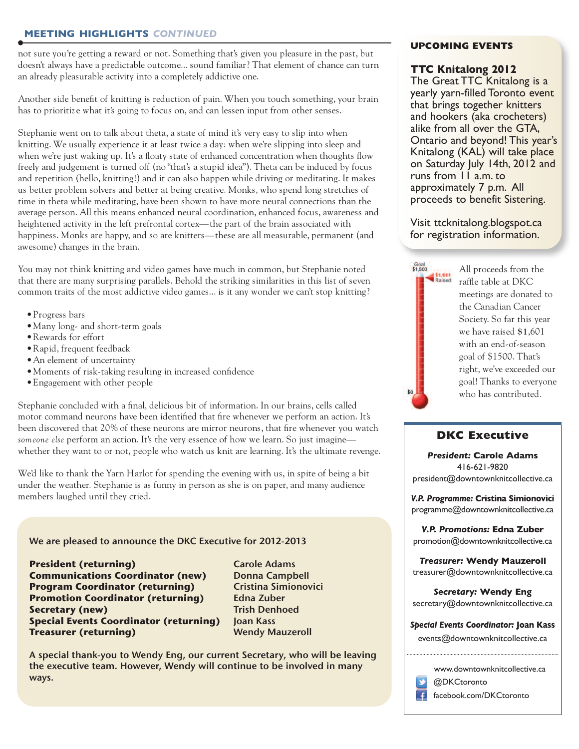## MEETING HIGHLIGHTS *CONTINUED*

not sure you're getting a reward or not. Something that's given you pleasure in the past, but doesn't always have a predictable outcome... sound familiar? That element of chance can turn an already pleasurable activity into a completely addictive one.

Another side benefit of knitting is reduction of pain. When you touch something, your brain has to prioritize what it's going to focus on, and can lessen input from other senses.

Stephanie went on to talk about theta, a state of mind it's very easy to slip into when knitting. We usually experience it at least twice a day: when we're slipping into sleep and when we're just waking up. It's a floaty state of enhanced concentration when thoughts flow freely and judgement is turned off (no "that's a stupid idea"). Theta can be induced by focus and repetition (hello, knitting!) and it can also happen while driving or meditating. It makes us better problem solvers and better at being creative. Monks, who spend long stretches of time in theta while meditating, have been shown to have more neural connections than the average person. All this means enhanced neural coordination, enhanced focus, awareness and heightened activity in the left prefrontal cortex—the part of the brain associated with happiness. Monks are happy, and so are knitters—these are all measurable, permanent (and awesome) changes in the brain.

You may not think knitting and video games have much in common, but Stephanie noted that there are many surprising parallels. Behold the striking similarities in this list of seven common traits of the most addictive video games... is it any wonder we can't stop knitting?

- Progress bars
- Many long- and short-term goals
- Rewards for effort
- Rapid, frequent feedback
- An element of uncertainty
- Moments of risk-taking resulting in increased confidence
- Engagement with other people

Stephanie concluded with a final, delicious bit of information. In our brains, cells called motor command neurons have been identified that fire whenever we perform an action. It's been discovered that 20% of these neurons are mirror neurons, that fire whenever you watch *someone else* perform an action. It's the very essence of how we learn. So just imagine—whether they want to or not, people who watch us knit are learning. It's the ultimate revenge.

We'd like to thank the Yarn Harlot for spending the evening with us, in spite of being a bit under the weather. Stephanie is as funny in person as she is on paper, and many audience members laughed until they cried.

**We are pleased to announce the DKC Executive for 2012-2013**

| | |
|---|---|
| **President (returning)** | Carole Adams |
| **Communications Coordinator (new)** | Donna Campbell |
| **Program Coordinator (returning)** | Cristina Simionovici |
| **Promotion Coordinator (returning)** | Edna Zuber |
| **Secretary (new)** | Trish Denhoed |
| **Special Events Coordinator (returning)** | Joan Kass |
| **Treasurer (returning)** | Wendy Mauzeroll |

**A special thank-you to Wendy Eng, our current Secretary, who will be leaving the executive team. However, Wendy will continue to be involved in many ways.**

## UPCOMING EVENTS

### TTC Knitalong 2012

The Great TTC Knitalong is a yearly yarn-filled Toronto event that brings together knitters and hookers (aka crocheters) alike from all over the GTA, Ontario and beyond! This year's Knitalong (KAL) will take place on Saturday July 14th, 2012 and runs from 11 a.m. to approximately 7 p.m. All proceeds to benefit Sistering.

Visit ttcknitalong.blogspot.ca for registration information.

Goal $1,500
$1,601 Raised
$0

All proceeds from the raffle table at DKC meetings are donated to the Canadian Cancer Society. So far this year we have raised $1,601 with an end-of-season goal of $1500. That's right, we've exceeded our goal! Thanks to everyone who has contributed.

## DKC Executive

***President:*** **Carole Adams**
416-621-9820
president@downtownknitcollective.ca

***V.P. Programme:*** **Cristina Simionovici**
programme@downtownknitcollective.ca

***V.P. Promotions:*** **Edna Zuber**
promotion@downtownknitcollective.ca

***Treasurer:*** **Wendy Mauzeroll**
treasurer@downtownknitcollective.ca

***Secretary:*** **Wendy Eng**
secretary@downtownknitcollective.ca

***Special Events Coordinator:*** **Joan Kass**
events@downtownknitcollective.ca

www.downtownknitcollective.ca
@DKCtoronto
facebook.com/DKCtoronto